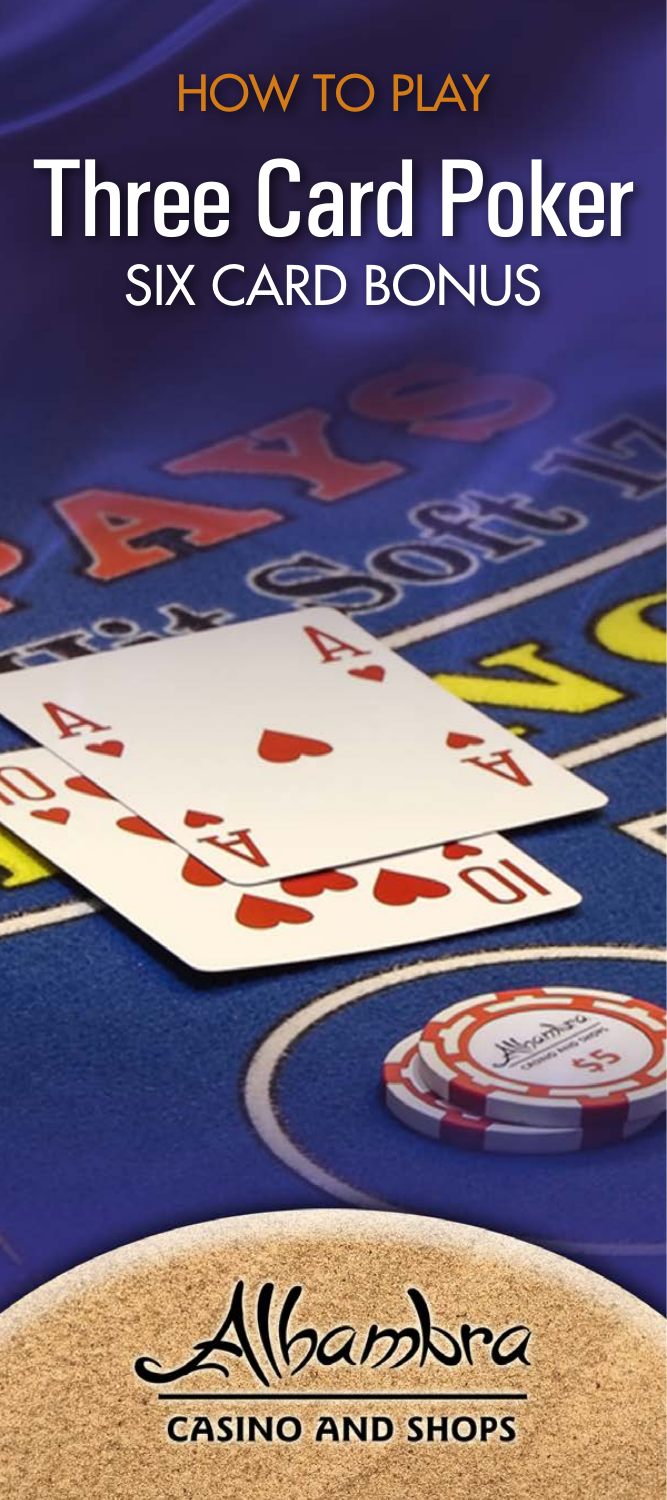HOW TO PLAY

# Three Card Poker

## SIX CARD BONUS

Alhambra

CASINO AND SHOPS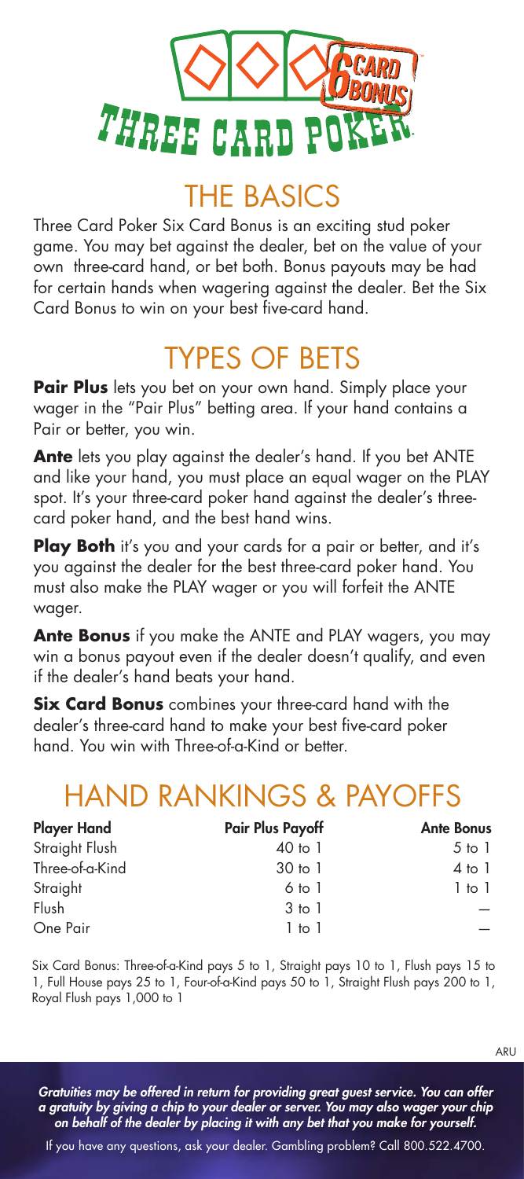# THREE CARD POKER 6 CARD BONUS

## THE BASICS

Three Card Poker Six Card Bonus is an exciting stud poker game. You may bet against the dealer, bet on the value of your own three-card hand, or bet both. Bonus payouts may be had for certain hands when wagering against the dealer. Bet the Six Card Bonus to win on your best five-card hand.

## TYPES OF BETS

**Pair Plus** lets you bet on your own hand. Simply place your wager in the "Pair Plus" betting area. If your hand contains a Pair or better, you win.

**Ante** lets you play against the dealer's hand. If you bet ANTE and like your hand, you must place an equal wager on the PLAY spot. It's your three-card poker hand against the dealer's three-card poker hand, and the best hand wins.

**Play Both** it's you and your cards for a pair or better, and it's you against the dealer for the best three-card poker hand. You must also make the PLAY wager or you will forfeit the ANTE wager.

**Ante Bonus** if you make the ANTE and PLAY wagers, you may win a bonus payout even if the dealer doesn't qualify, and even if the dealer's hand beats your hand.

**Six Card Bonus** combines your three-card hand with the dealer's three-card hand to make your best five-card poker hand. You win with Three-of-a-Kind or better.

## HAND RANKINGS & PAYOFFS

| Player Hand | Pair Plus Payoff | Ante Bonus |
|---|---|---|
| Straight Flush | 40 to 1 | 5 to 1 |
| Three-of-a-Kind | 30 to 1 | 4 to 1 |
| Straight | 6 to 1 | 1 to 1 |
| Flush | 3 to 1 | — |
| One Pair | 1 to 1 | — |

Six Card Bonus: Three-of-a-Kind pays 5 to 1, Straight pays 10 to 1, Flush pays 15 to 1, Full House pays 25 to 1, Four-of-a-Kind pays 50 to 1, Straight Flush pays 200 to 1, Royal Flush pays 1,000 to 1

ARU

*Gratuities may be offered in return for providing great guest service. You can offer a gratuity by giving a chip to your dealer or server. You may also wager your chip on behalf of the dealer by placing it with any bet that you make for yourself.*

If you have any questions, ask your dealer. Gambling problem? Call 800.522.4700.